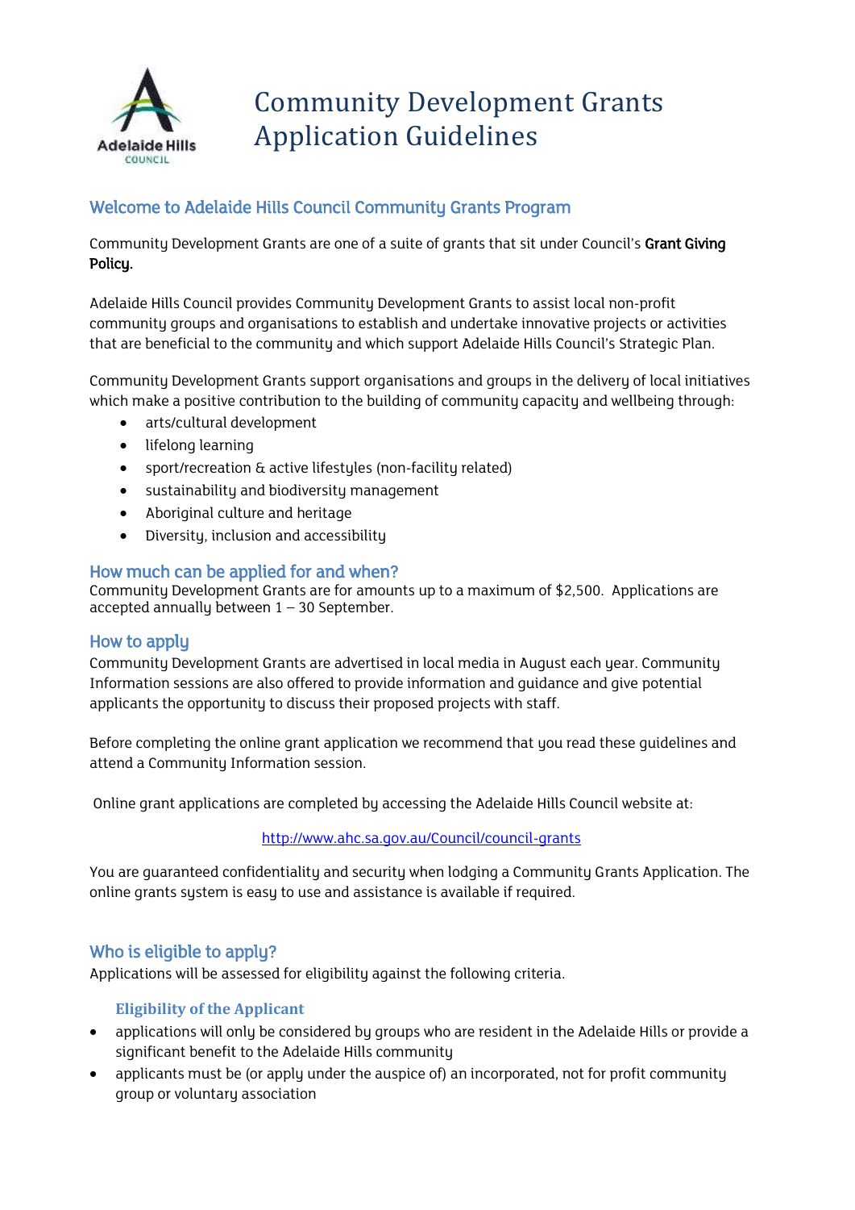# Community Development Grants Application Guidelines

## Welcome to Adelaide Hills Council Community Grants Program

Community Development Grants are one of a suite of grants that sit under Council's **Grant Giving Policy.**

Adelaide Hills Council provides Community Development Grants to assist local non-profit community groups and organisations to establish and undertake innovative projects or activities that are beneficial to the community and which support Adelaide Hills Council's Strategic Plan.

Community Development Grants support organisations and groups in the delivery of local initiatives which make a positive contribution to the building of community capacity and wellbeing through:

- arts/cultural development
- lifelong learning
- sport/recreation & active lifestyles (non-facility related)
- sustainability and biodiversity management
- Aboriginal culture and heritage
- Diversity, inclusion and accessibility

## How much can be applied for and when?

Community Development Grants are for amounts up to a maximum of $2,500. Applications are accepted annually between 1 – 30 September.

## How to apply

Community Development Grants are advertised in local media in August each year. Community Information sessions are also offered to provide information and guidance and give potential applicants the opportunity to discuss their proposed projects with staff.

Before completing the online grant application we recommend that you read these guidelines and attend a Community Information session.

Online grant applications are completed by accessing the Adelaide Hills Council website at:

http://www.ahc.sa.gov.au/Council/council-grants

You are guaranteed confidentiality and security when lodging a Community Grants Application. The online grants system is easy to use and assistance is available if required.

## Who is eligible to apply?

Applications will be assessed for eligibility against the following criteria.

### Eligibility of the Applicant

- applications will only be considered by groups who are resident in the Adelaide Hills or provide a significant benefit to the Adelaide Hills community
- applicants must be (or apply under the auspice of) an incorporated, not for profit community group or voluntary association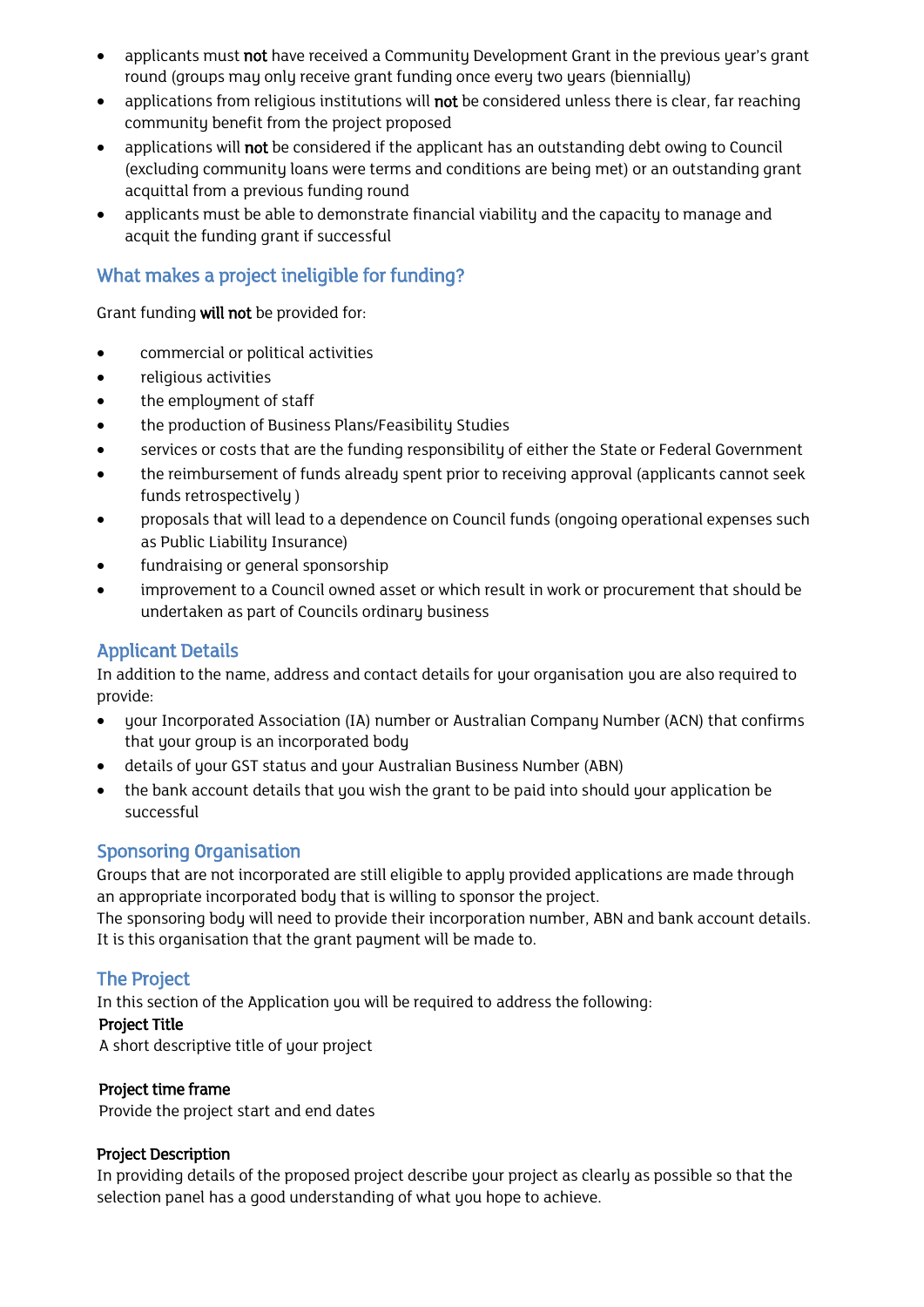- applicants must **not** have received a Community Development Grant in the previous year's grant round (groups may only receive grant funding once every two years (biennially)
- applications from religious institutions will **not** be considered unless there is clear, far reaching community benefit from the project proposed
- applications will **not** be considered if the applicant has an outstanding debt owing to Council (excluding community loans were terms and conditions are being met) or an outstanding grant acquittal from a previous funding round
- applicants must be able to demonstrate financial viability and the capacity to manage and acquit the funding grant if successful

## What makes a project ineligible for funding?

Grant funding **will not** be provided for:

- commercial or political activities
- religious activities
- the employment of staff
- the production of Business Plans/Feasibility Studies
- services or costs that are the funding responsibility of either the State or Federal Government
- the reimbursement of funds already spent prior to receiving approval (applicants cannot seek funds retrospectively )
- proposals that will lead to a dependence on Council funds (ongoing operational expenses such as Public Liability Insurance)
- fundraising or general sponsorship
- improvement to a Council owned asset or which result in work or procurement that should be undertaken as part of Councils ordinary business

## Applicant Details

In addition to the name, address and contact details for your organisation you are also required to provide:

- your Incorporated Association (IA) number or Australian Company Number (ACN) that confirms that your group is an incorporated body
- details of your GST status and your Australian Business Number (ABN)
- the bank account details that you wish the grant to be paid into should your application be successful

## Sponsoring Organisation

Groups that are not incorporated are still eligible to apply provided applications are made through an appropriate incorporated body that is willing to sponsor the project.
The sponsoring body will need to provide their incorporation number, ABN and bank account details. It is this organisation that the grant payment will be made to.

## The Project

In this section of the Application you will be required to address the following:

**Project Title**
A short descriptive title of your project

**Project time frame**
Provide the project start and end dates

**Project Description**
In providing details of the proposed project describe your project as clearly as possible so that the selection panel has a good understanding of what you hope to achieve.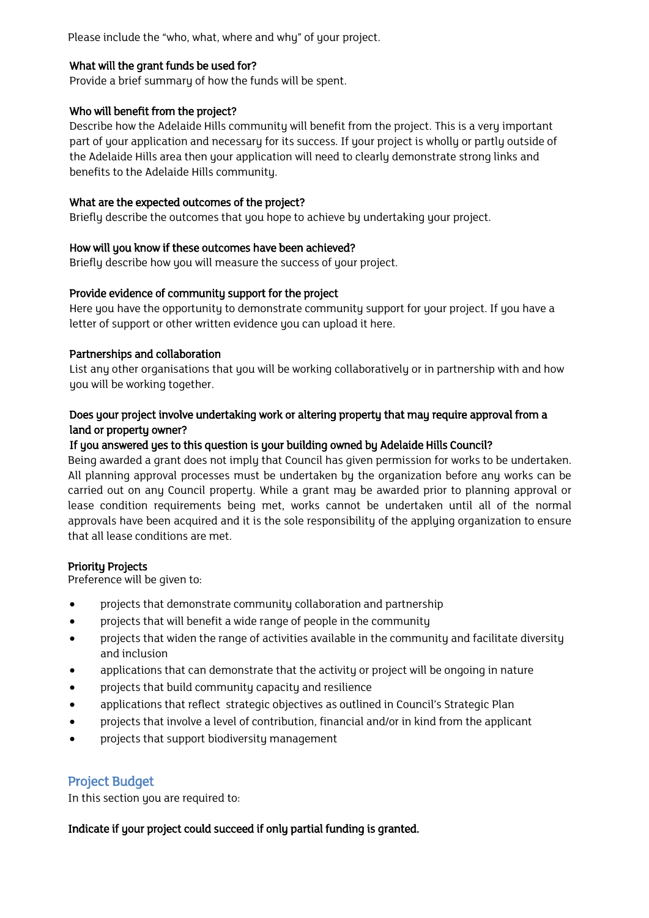Please include the "who, what, where and why" of your project.

**What will the grant funds be used for?**
Provide a brief summary of how the funds will be spent.

**Who will benefit from the project?**
Describe how the Adelaide Hills community will benefit from the project. This is a very important part of your application and necessary for its success. If your project is wholly or partly outside of the Adelaide Hills area then your application will need to clearly demonstrate strong links and benefits to the Adelaide Hills community.

**What are the expected outcomes of the project?**
Briefly describe the outcomes that you hope to achieve by undertaking your project.

**How will you know if these outcomes have been achieved?**
Briefly describe how you will measure the success of your project.

**Provide evidence of community support for the project**
Here you have the opportunity to demonstrate community support for your project. If you have a letter of support or other written evidence you can upload it here.

**Partnerships and collaboration**
List any other organisations that you will be working collaboratively or in partnership with and how you will be working together.

**Does your project involve undertaking work or altering property that may require approval from a land or property owner?**
**If you answered yes to this question is your building owned by Adelaide Hills Council?**
Being awarded a grant does not imply that Council has given permission for works to be undertaken. All planning approval processes must be undertaken by the organization before any works can be carried out on any Council property. While a grant may be awarded prior to planning approval or lease condition requirements being met, works cannot be undertaken until all of the normal approvals have been acquired and it is the sole responsibility of the applying organization to ensure that all lease conditions are met.

**Priority Projects**
Preference will be given to:

- projects that demonstrate community collaboration and partnership
- projects that will benefit a wide range of people in the community
- projects that widen the range of activities available in the community and facilitate diversity and inclusion
- applications that can demonstrate that the activity or project will be ongoing in nature
- projects that build community capacity and resilience
- applications that reflect strategic objectives as outlined in Council's Strategic Plan
- projects that involve a level of contribution, financial and/or in kind from the applicant
- projects that support biodiversity management

## Project Budget

In this section you are required to:

**Indicate if your project could succeed if only partial funding is granted.**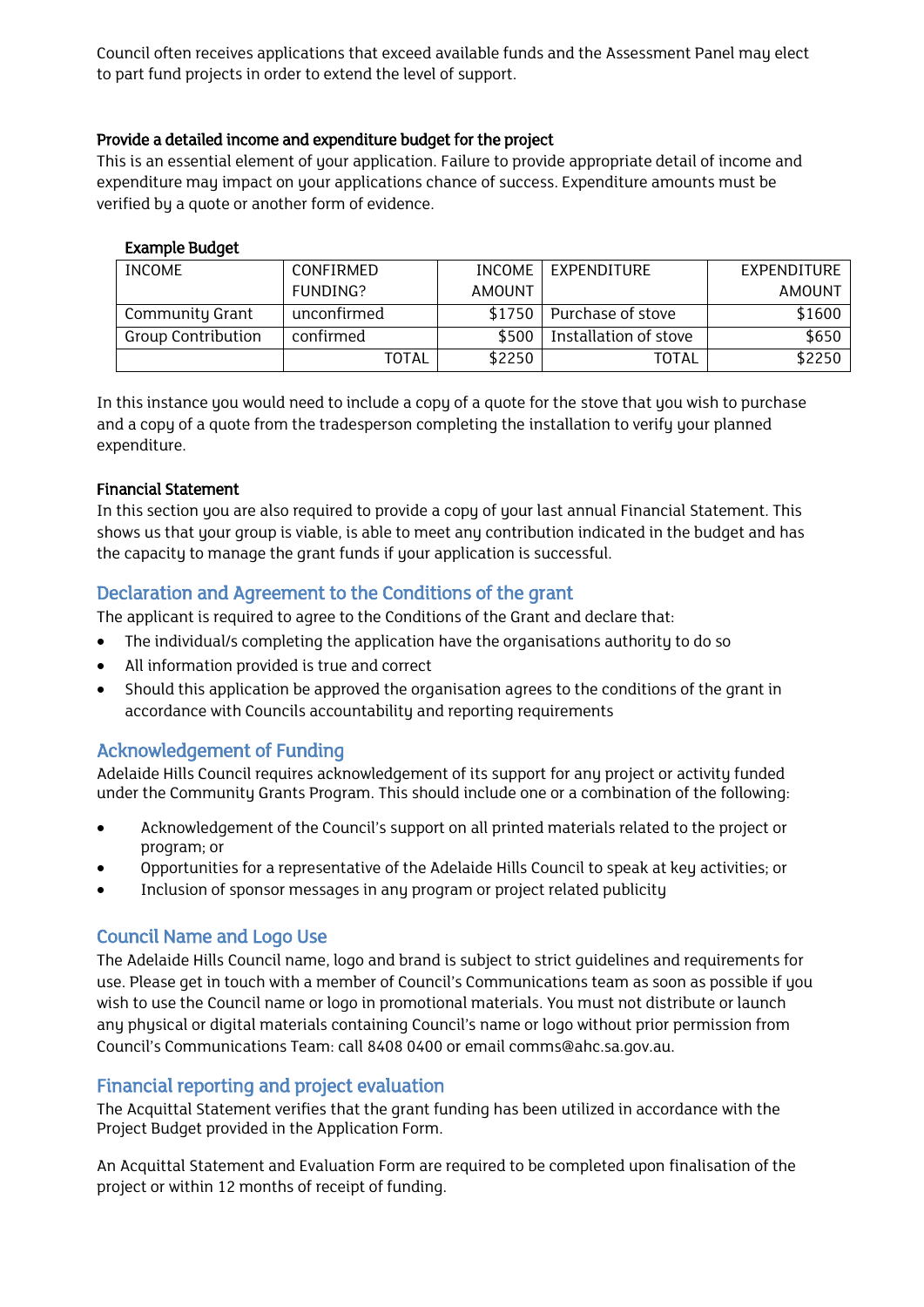Council often receives applications that exceed available funds and the Assessment Panel may elect to part fund projects in order to extend the level of support.

#### Provide a detailed income and expenditure budget for the project

This is an essential element of your application. Failure to provide appropriate detail of income and expenditure may impact on your applications chance of success. Expenditure amounts must be verified by a quote or another form of evidence.

**Example Budget**

| INCOME | CONFIRMED FUNDING? | INCOME AMOUNT | EXPENDITURE | EXPENDITURE AMOUNT |
|---|---|---|---|---|
| Community Grant | unconfirmed | $1750 | Purchase of stove | $1600 |
| Group Contribution | confirmed | $500 | Installation of stove | $650 |
| | TOTAL | $2250 | TOTAL | $2250 |

In this instance you would need to include a copy of a quote for the stove that you wish to purchase and a copy of a quote from the tradesperson completing the installation to verify your planned expenditure.

#### Financial Statement

In this section you are also required to provide a copy of your last annual Financial Statement. This shows us that your group is viable, is able to meet any contribution indicated in the budget and has the capacity to manage the grant funds if your application is successful.

## Declaration and Agreement to the Conditions of the grant

The applicant is required to agree to the Conditions of the Grant and declare that:

- The individual/s completing the application have the organisations authority to do so
- All information provided is true and correct
- Should this application be approved the organisation agrees to the conditions of the grant in accordance with Councils accountability and reporting requirements

## Acknowledgement of Funding

Adelaide Hills Council requires acknowledgement of its support for any project or activity funded under the Community Grants Program. This should include one or a combination of the following:

- Acknowledgement of the Council's support on all printed materials related to the project or program; or
- Opportunities for a representative of the Adelaide Hills Council to speak at key activities; or
- Inclusion of sponsor messages in any program or project related publicity

## Council Name and Logo Use

The Adelaide Hills Council name, logo and brand is subject to strict guidelines and requirements for use. Please get in touch with a member of Council's Communications team as soon as possible if you wish to use the Council name or logo in promotional materials. You must not distribute or launch any physical or digital materials containing Council's name or logo without prior permission from Council's Communications Team: call 8408 0400 or email comms@ahc.sa.gov.au.

## Financial reporting and project evaluation

The Acquittal Statement verifies that the grant funding has been utilized in accordance with the Project Budget provided in the Application Form.

An Acquittal Statement and Evaluation Form are required to be completed upon finalisation of the project or within 12 months of receipt of funding.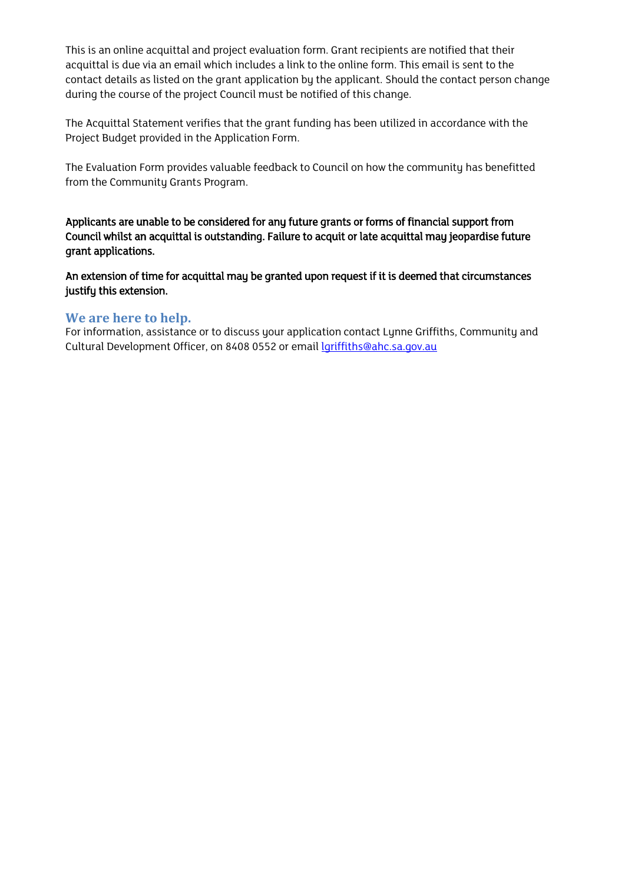This is an online acquittal and project evaluation form. Grant recipients are notified that their acquittal is due via an email which includes a link to the online form. This email is sent to the contact details as listed on the grant application by the applicant. Should the contact person change during the course of the project Council must be notified of this change.

The Acquittal Statement verifies that the grant funding has been utilized in accordance with the Project Budget provided in the Application Form.

The Evaluation Form provides valuable feedback to Council on how the community has benefitted from the Community Grants Program.

**Applicants are unable to be considered for any future grants or forms of financial support from Council whilst an acquittal is outstanding. Failure to acquit or late acquittal may jeopardise future grant applications.**

**An extension of time for acquittal may be granted upon request if it is deemed that circumstances justify this extension.**

## We are here to help.

For information, assistance or to discuss your application contact Lynne Griffiths, Community and Cultural Development Officer, on 8408 0552 or email lgriffiths@ahc.sa.gov.au